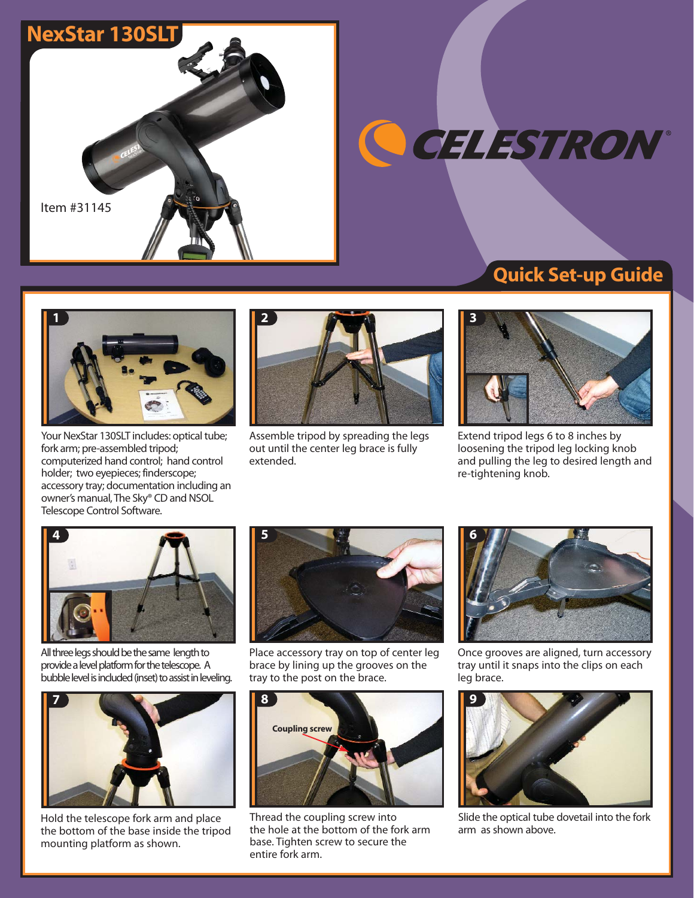# NexStar 130SLT

Item #31145

CELESTRON®

## Quick Set-up Guide

**1**

Your NexStar 130SLT includes: optical tube; fork arm; pre-assembled tripod; computerized hand control; hand control holder; two eyepieces; finderscope; accessory tray; documentation including an owner's manual, The Sky® CD and NSOL Telescope Control Software.

**2**

Assemble tripod by spreading the legs out until the center leg brace is fully extended.

**3**

Extend tripod legs 6 to 8 inches by loosening the tripod leg locking knob and pulling the leg to desired length and re-tightening knob.

**4**

All three legs should be the same length to provide a level platform for the telescope. A bubble level is included (inset) to assist in leveling.

**5**

Place accessory tray on top of center leg brace by lining up the grooves on the tray to the post on the brace.

**6**

Once grooves are aligned, turn accessory tray until it snaps into the clips on each leg brace.

**7**

Hold the telescope fork arm and place the bottom of the base inside the tripod mounting platform as shown.

**8**

Coupling screw

Thread the coupling screw into the hole at the bottom of the fork arm base. Tighten screw to secure the entire fork arm.

**9**

Slide the optical tube dovetail into the fork arm as shown above.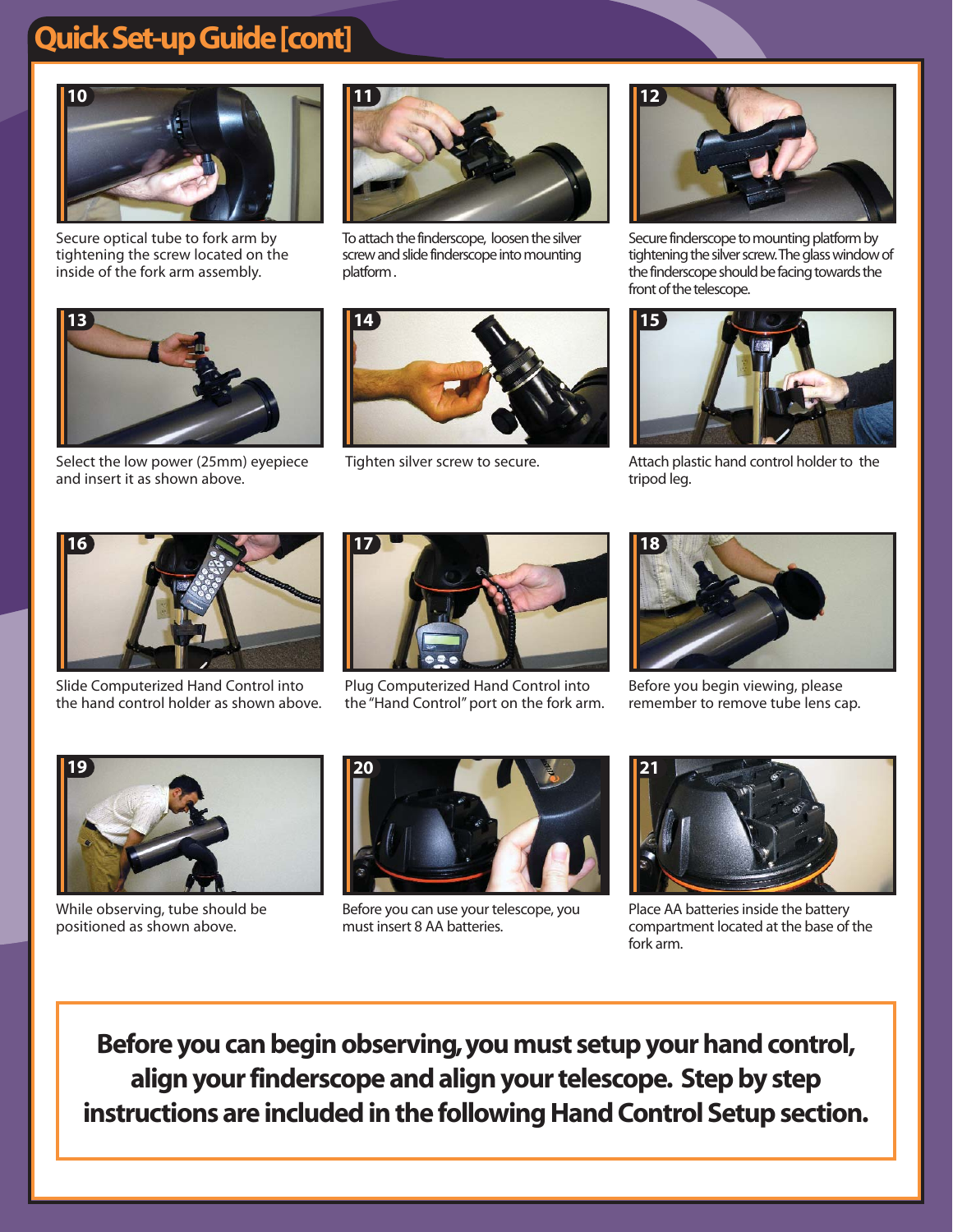# Quick Set-up Guide [cont]

**10**

Secure optical tube to fork arm by tightening the screw located on the inside of the fork arm assembly.

**11**

To attach the finderscope, loosen the silver screw and slide finderscope into mounting platform .

**12**

Secure finderscope to mounting platform by tightening the silver screw. The glass window of the finderscope should be facing towards the front of the telescope.

**13**

Select the low power (25mm) eyepiece and insert it as shown above.

**14**

Tighten silver screw to secure.

**15**

Attach plastic hand control holder to the tripod leg.

**16**

Slide Computerized Hand Control into the hand control holder as shown above.

**17**

Plug Computerized Hand Control into the "Hand Control" port on the fork arm.

**18**

Before you begin viewing, please remember to remove tube lens cap.

**19**

While observing, tube should be positioned as shown above.

**20**

Before you can use your telescope, you must insert 8 AA batteries.

**21**

Place AA batteries inside the battery compartment located at the base of the fork arm.

**Before you can begin observing, you must setup your hand control, align your finderscope and align your telescope. Step by step instructions are included in the following Hand Control Setup section.**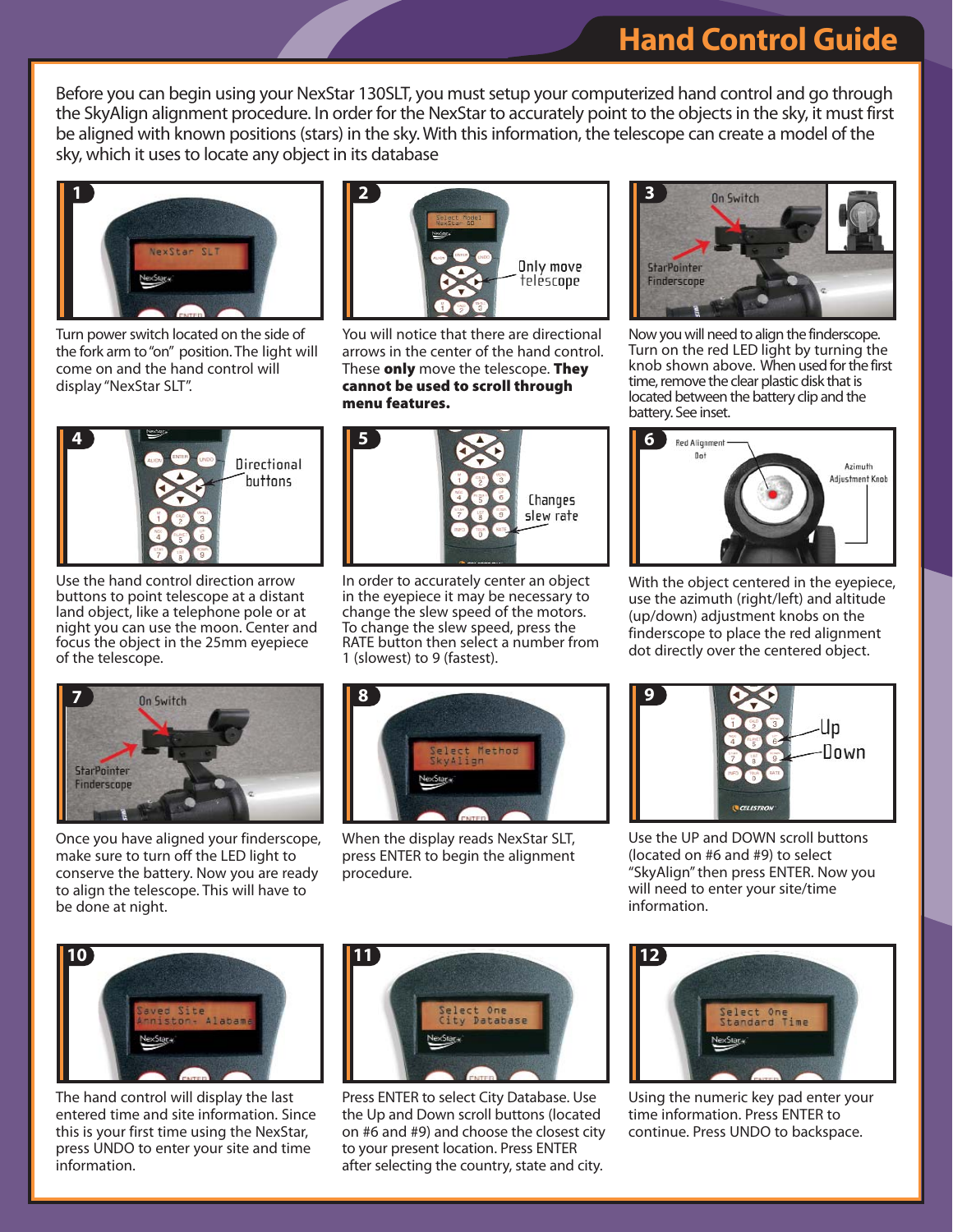# Hand Control Guide

Before you can begin using your NexStar 130SLT, you must setup your computerized hand control and go through the SkyAlign alignment procedure. In order for the NexStar to accurately point to the objects in the sky, it must first be aligned with known positions (stars) in the sky. With this information, the telescope can create a model of the sky, which it uses to locate any object in its database

**1**

Turn power switch located on the side of the fork arm to "on" position. The light will come on and the hand control will display "NexStar SLT".

**2**

Only move telescope

You will notice that there are directional arrows in the center of the hand control. These **only** move the telescope. **They cannot be used to scroll through menu features.**

**3**

On Switch

StarPointer Finderscope

Now you will need to align the finderscope. Turn on the red LED light by turning the knob shown above. When used for the first time, remove the clear plastic disk that is located between the battery clip and the battery. See inset.

**4**

Directional buttons

Use the hand control direction arrow buttons to point telescope at a distant land object, like a telephone pole or at night you can use the moon. Center and focus the object in the 25mm eyepiece of the telescope.

**5**

Changes slew rate

In order to accurately center an object in the eyepiece it may be necessary to change the slew speed of the motors. To change the slew speed, press the RATE button then select a number from 1 (slowest) to 9 (fastest).

**6**

Red Alignment Dot

Azimuth Adjustment Knob

With the object centered in the eyepiece, use the azimuth (right/left) and altitude (up/down) adjustment knobs on the finderscope to place the red alignment dot directly over the centered object.

**7**

On Switch

StarPointer Finderscope

Once you have aligned your finderscope, make sure to turn off the LED light to conserve the battery. Now you are ready to align the telescope. This will have to be done at night.

**8**

Select Method SkyAlign

When the display reads NexStar SLT, press ENTER to begin the alignment procedure.

**9**

Up

Down

Use the UP and DOWN scroll buttons (located on #6 and #9) to select "SkyAlign" then press ENTER. Now you will need to enter your site/time information.

**10**

Saved Site Anniston, Alabama

The hand control will display the last entered time and site information. Since this is your first time using the NexStar, press UNDO to enter your site and time information.

**11**

Select One City Database

Press ENTER to select City Database. Use the Up and Down scroll buttons (located on #6 and #9) and choose the closest city to your present location. Press ENTER after selecting the country, state and city.

**12**

Select One Standard Time

Using the numeric key pad enter your time information. Press ENTER to continue. Press UNDO to backspace.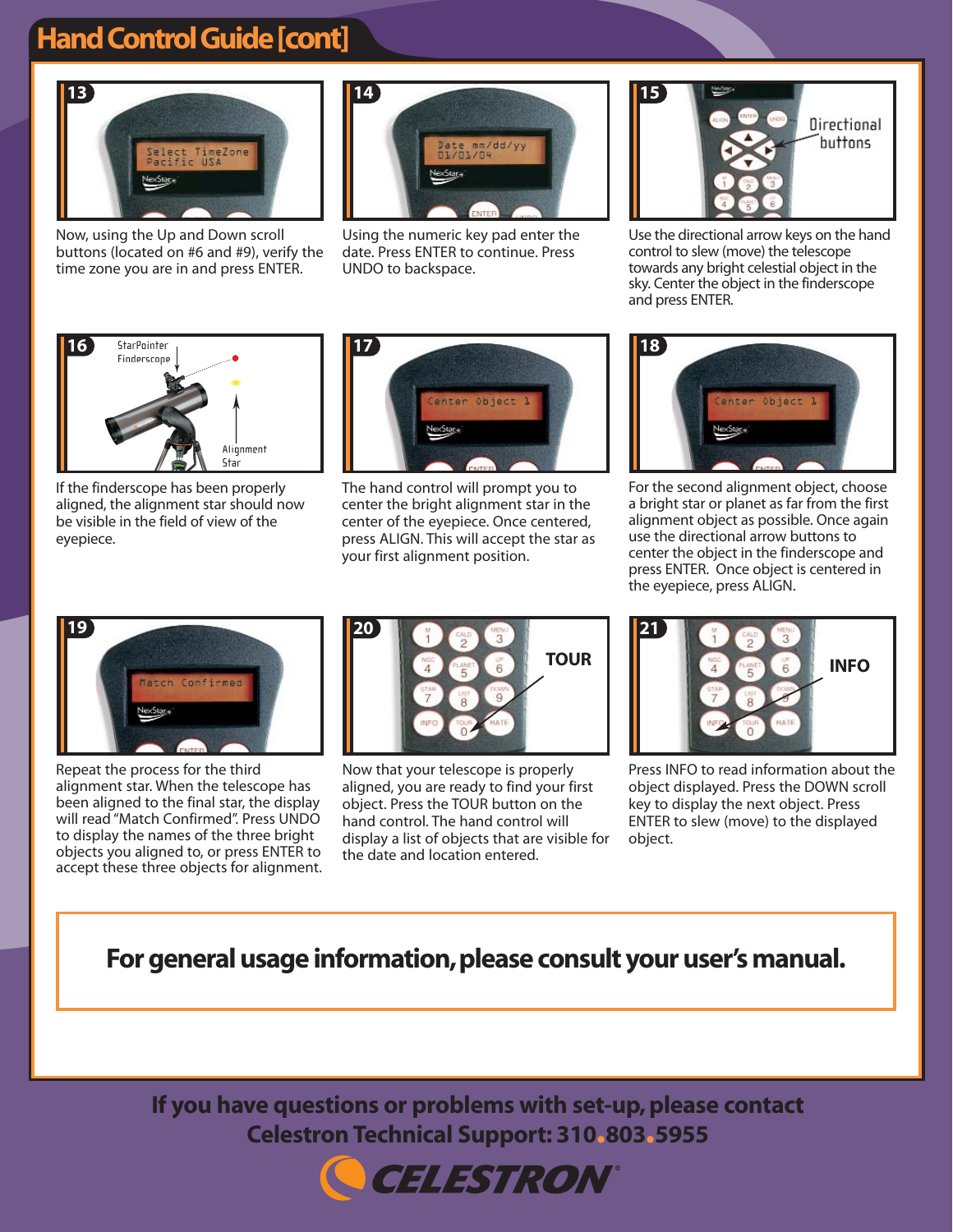# Hand Control Guide [cont]

**13**

Now, using the Up and Down scroll buttons (located on #6 and #9), verify the time zone you are in and press ENTER.

**14**

Using the numeric key pad enter the date. Press ENTER to continue. Press UNDO to backspace.

**15**

Use the directional arrow keys on the hand control to slew (move) the telescope towards any bright celestial object in the sky. Center the object in the finderscope and press ENTER.

**16**

If the finderscope has been properly aligned, the alignment star should now be visible in the field of view of the eyepiece.

**17**

The hand control will prompt you to center the bright alignment star in the center of the eyepiece. Once centered, press ALIGN. This will accept the star as your first alignment position.

**18**

For the second alignment object, choose a bright star or planet as far from the first alignment object as possible. Once again use the directional arrow buttons to center the object in the finderscope and press ENTER. Once object is centered in the eyepiece, press ALIGN.

**19**

Repeat the process for the third alignment star. When the telescope has been aligned to the final star, the display will read "Match Confirmed". Press UNDO to display the names of the three bright objects you aligned to, or press ENTER to accept these three objects for alignment.

**20**

Now that your telescope is properly aligned, you are ready to find your first object. Press the TOUR button on the hand control. The hand control will display a list of objects that are visible for the date and location entered.

**21**

Press INFO to read information about the object displayed. Press the DOWN scroll key to display the next object. Press ENTER to slew (move) to the displayed object.

**For general usage information, please consult your user's manual.**

**If you have questions or problems with set-up, please contact Celestron Technical Support: 310.803.5955**

CELESTRON®